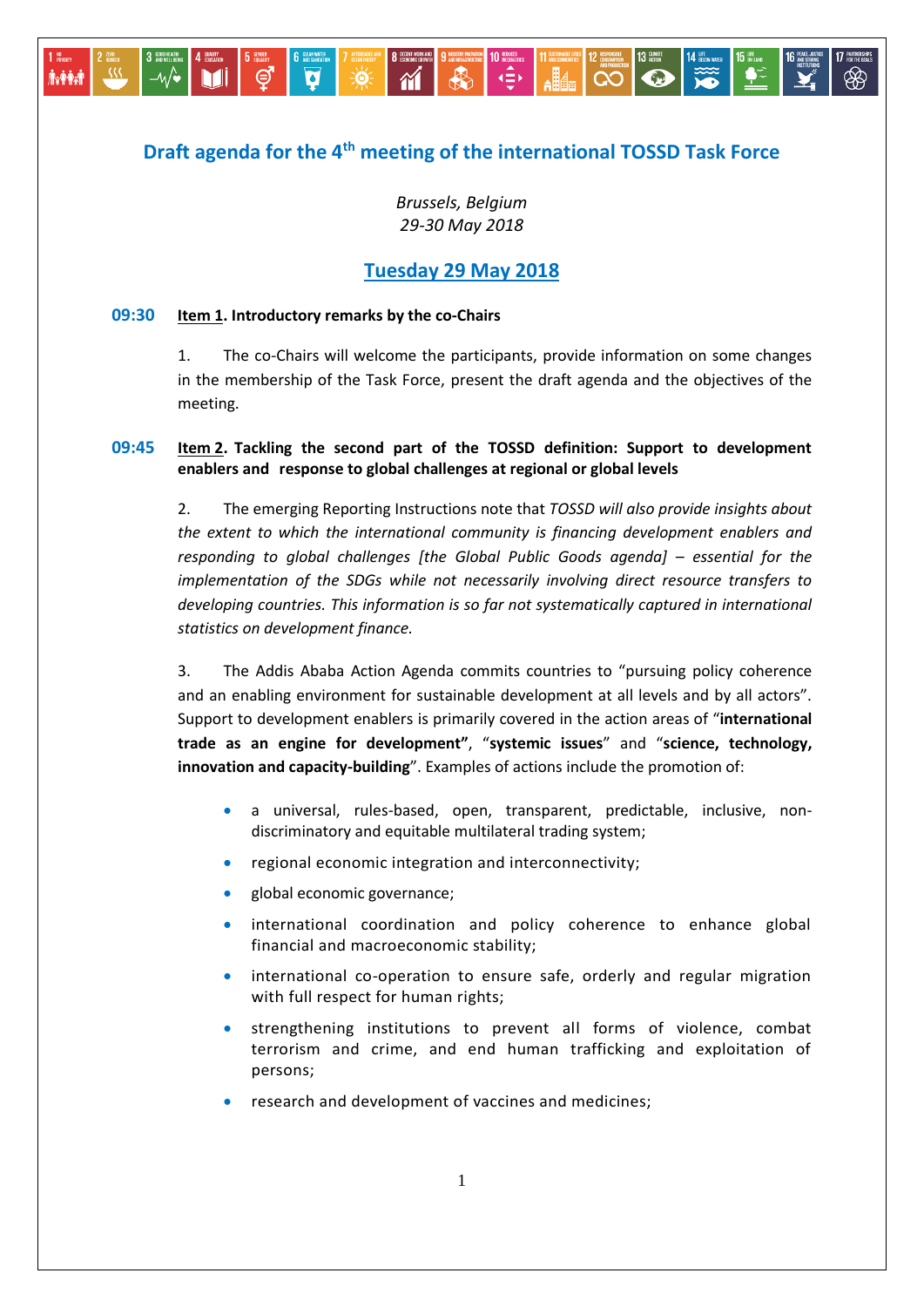# Draft agenda for the 4th meeting of the international TOSSD Task Force

*Brussels, Belgium*
*29-30 May 2018*

## Tuesday 29 May 2018

**09:30** **Item 1. Introductory remarks by the co-Chairs**

1. The co-Chairs will welcome the participants, provide information on some changes in the membership of the Task Force, present the draft agenda and the objectives of the meeting.

**09:45** **Item 2. Tackling the second part of the TOSSD definition: Support to development enablers and response to global challenges at regional or global levels**

2. The emerging Reporting Instructions note that *TOSSD will also provide insights about the extent to which the international community is financing development enablers and responding to global challenges [the Global Public Goods agenda] – essential for the implementation of the SDGs while not necessarily involving direct resource transfers to developing countries. This information is so far not systematically captured in international statistics on development finance.*

3. The Addis Ababa Action Agenda commits countries to "pursuing policy coherence and an enabling environment for sustainable development at all levels and by all actors". Support to development enablers is primarily covered in the action areas of "**international trade as an engine for development"**, "**systemic issues**" and "**science, technology, innovation and capacity-building**". Examples of actions include the promotion of:

- a universal, rules-based, open, transparent, predictable, inclusive, non-discriminatory and equitable multilateral trading system;
- regional economic integration and interconnectivity;
- global economic governance;
- international coordination and policy coherence to enhance global financial and macroeconomic stability;
- international co-operation to ensure safe, orderly and regular migration with full respect for human rights;
- strengthening institutions to prevent all forms of violence, combat terrorism and crime, and end human trafficking and exploitation of persons;
- research and development of vaccines and medicines;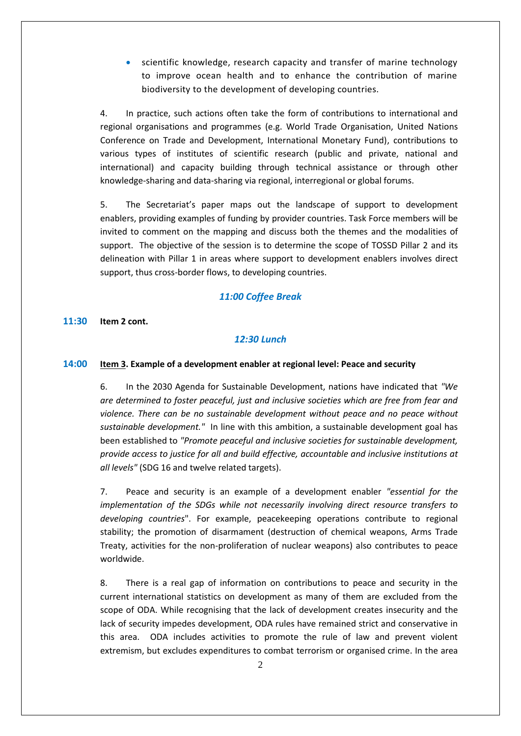- scientific knowledge, research capacity and transfer of marine technology to improve ocean health and to enhance the contribution of marine biodiversity to the development of developing countries.

4. In practice, such actions often take the form of contributions to international and regional organisations and programmes (e.g. World Trade Organisation, United Nations Conference on Trade and Development, International Monetary Fund), contributions to various types of institutes of scientific research (public and private, national and international) and capacity building through technical assistance or through other knowledge-sharing and data-sharing via regional, interregional or global forums.

5. The Secretariat's paper maps out the landscape of support to development enablers, providing examples of funding by provider countries. Task Force members will be invited to comment on the mapping and discuss both the themes and the modalities of support. The objective of the session is to determine the scope of TOSSD Pillar 2 and its delineation with Pillar 1 in areas where support to development enablers involves direct support, thus cross-border flows, to developing countries.

*11:00 Coffee Break*

**11:30 Item 2 cont.**

*12:30 Lunch*

**14:00 Item 3. Example of a development enabler at regional level: Peace and security**

6. In the 2030 Agenda for Sustainable Development, nations have indicated that *"We are determined to foster peaceful, just and inclusive societies which are free from fear and violence. There can be no sustainable development without peace and no peace without sustainable development."* In line with this ambition, a sustainable development goal has been established to *"Promote peaceful and inclusive societies for sustainable development, provide access to justice for all and build effective, accountable and inclusive institutions at all levels"* (SDG 16 and twelve related targets).

7. Peace and security is an example of a development enabler *"essential for the implementation of the SDGs while not necessarily involving direct resource transfers to developing countries*". For example, peacekeeping operations contribute to regional stability; the promotion of disarmament (destruction of chemical weapons, Arms Trade Treaty, activities for the non-proliferation of nuclear weapons) also contributes to peace worldwide.

8. There is a real gap of information on contributions to peace and security in the current international statistics on development as many of them are excluded from the scope of ODA. While recognising that the lack of development creates insecurity and the lack of security impedes development, ODA rules have remained strict and conservative in this area. ODA includes activities to promote the rule of law and prevent violent extremism, but excludes expenditures to combat terrorism or organised crime. In the area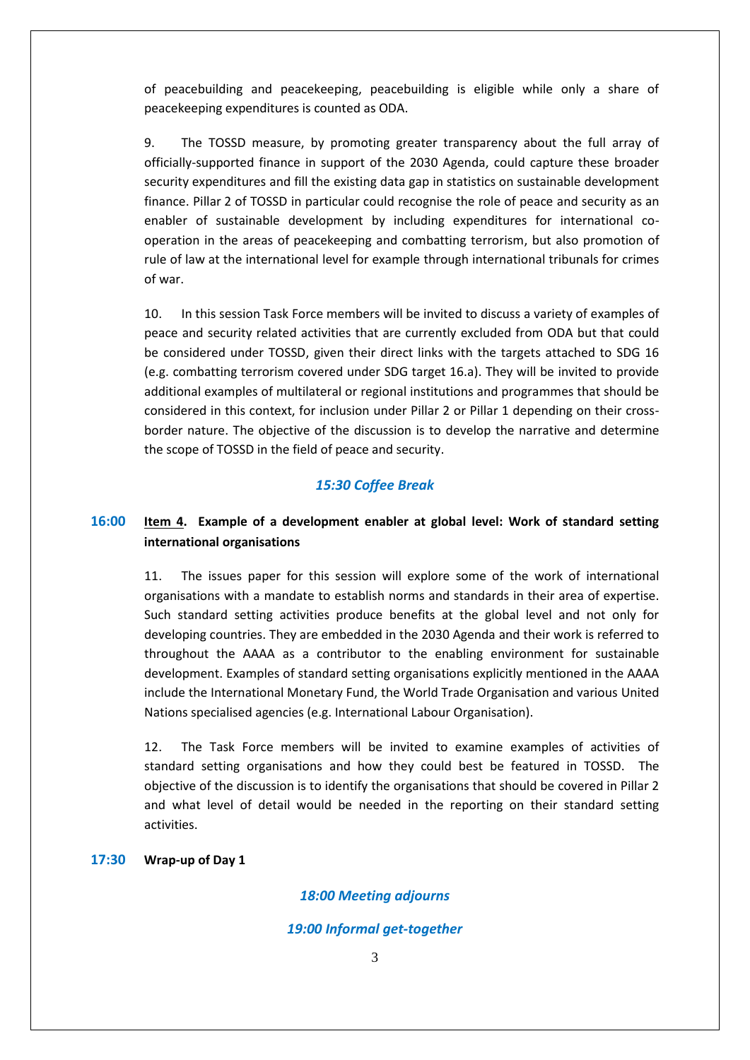of peacebuilding and peacekeeping, peacebuilding is eligible while only a share of peacekeeping expenditures is counted as ODA.

9. The TOSSD measure, by promoting greater transparency about the full array of officially-supported finance in support of the 2030 Agenda, could capture these broader security expenditures and fill the existing data gap in statistics on sustainable development finance. Pillar 2 of TOSSD in particular could recognise the role of peace and security as an enabler of sustainable development by including expenditures for international co-operation in the areas of peacekeeping and combatting terrorism, but also promotion of rule of law at the international level for example through international tribunals for crimes of war.

10. In this session Task Force members will be invited to discuss a variety of examples of peace and security related activities that are currently excluded from ODA but that could be considered under TOSSD, given their direct links with the targets attached to SDG 16 (e.g. combatting terrorism covered under SDG target 16.a). They will be invited to provide additional examples of multilateral or regional institutions and programmes that should be considered in this context, for inclusion under Pillar 2 or Pillar 1 depending on their cross-border nature. The objective of the discussion is to develop the narrative and determine the scope of TOSSD in the field of peace and security.

*15:30 Coffee Break*

**16:00** **Item 4. Example of a development enabler at global level: Work of standard setting international organisations**

11. The issues paper for this session will explore some of the work of international organisations with a mandate to establish norms and standards in their area of expertise. Such standard setting activities produce benefits at the global level and not only for developing countries. They are embedded in the 2030 Agenda and their work is referred to throughout the AAAA as a contributor to the enabling environment for sustainable development. Examples of standard setting organisations explicitly mentioned in the AAAA include the International Monetary Fund, the World Trade Organisation and various United Nations specialised agencies (e.g. International Labour Organisation).

12. The Task Force members will be invited to examine examples of activities of standard setting organisations and how they could best be featured in TOSSD. The objective of the discussion is to identify the organisations that should be covered in Pillar 2 and what level of detail would be needed in the reporting on their standard setting activities.

**17:30** **Wrap-up of Day 1**

*18:00 Meeting adjourns*

*19:00 Informal get-together*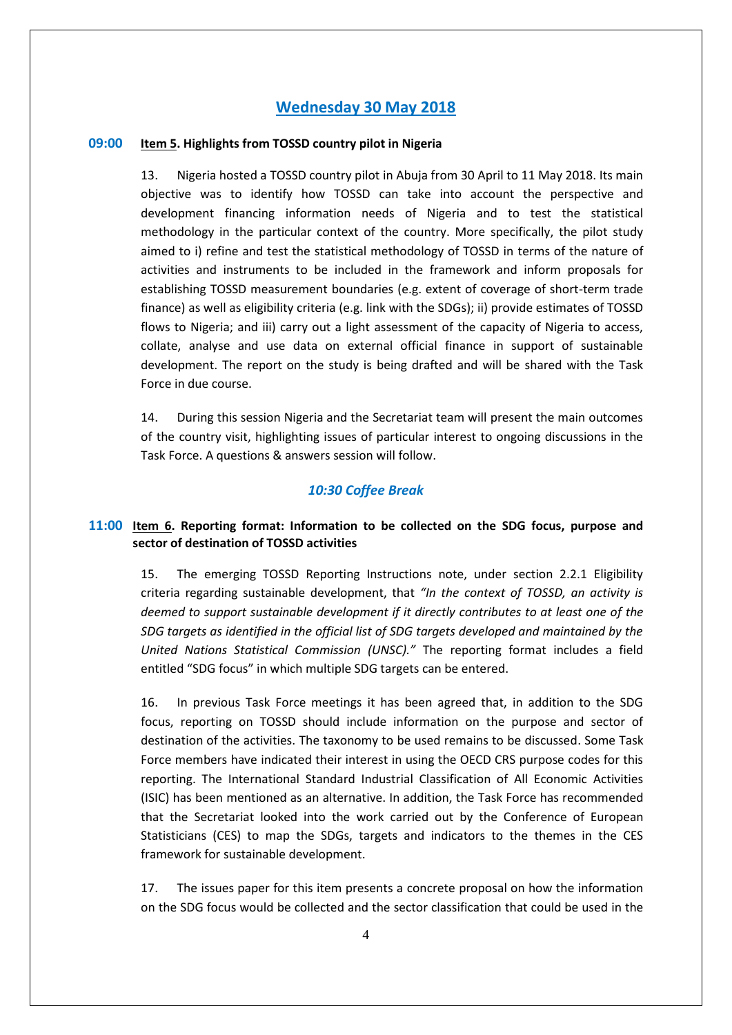## Wednesday 30 May 2018

**09:00 Item 5. Highlights from TOSSD country pilot in Nigeria**

13. Nigeria hosted a TOSSD country pilot in Abuja from 30 April to 11 May 2018. Its main objective was to identify how TOSSD can take into account the perspective and development financing information needs of Nigeria and to test the statistical methodology in the particular context of the country. More specifically, the pilot study aimed to i) refine and test the statistical methodology of TOSSD in terms of the nature of activities and instruments to be included in the framework and inform proposals for establishing TOSSD measurement boundaries (e.g. extent of coverage of short-term trade finance) as well as eligibility criteria (e.g. link with the SDGs); ii) provide estimates of TOSSD flows to Nigeria; and iii) carry out a light assessment of the capacity of Nigeria to access, collate, analyse and use data on external official finance in support of sustainable development. The report on the study is being drafted and will be shared with the Task Force in due course.

14. During this session Nigeria and the Secretariat team will present the main outcomes of the country visit, highlighting issues of particular interest to ongoing discussions in the Task Force. A questions & answers session will follow.

*10:30 Coffee Break*

**11:00 Item 6. Reporting format: Information to be collected on the SDG focus, purpose and sector of destination of TOSSD activities**

15. The emerging TOSSD Reporting Instructions note, under section 2.2.1 Eligibility criteria regarding sustainable development, that *"In the context of TOSSD, an activity is deemed to support sustainable development if it directly contributes to at least one of the SDG targets as identified in the official list of SDG targets developed and maintained by the United Nations Statistical Commission (UNSC)."* The reporting format includes a field entitled "SDG focus" in which multiple SDG targets can be entered.

16. In previous Task Force meetings it has been agreed that, in addition to the SDG focus, reporting on TOSSD should include information on the purpose and sector of destination of the activities. The taxonomy to be used remains to be discussed. Some Task Force members have indicated their interest in using the OECD CRS purpose codes for this reporting. The International Standard Industrial Classification of All Economic Activities (ISIC) has been mentioned as an alternative. In addition, the Task Force has recommended that the Secretariat looked into the work carried out by the Conference of European Statisticians (CES) to map the SDGs, targets and indicators to the themes in the CES framework for sustainable development.

17. The issues paper for this item presents a concrete proposal on how the information on the SDG focus would be collected and the sector classification that could be used in the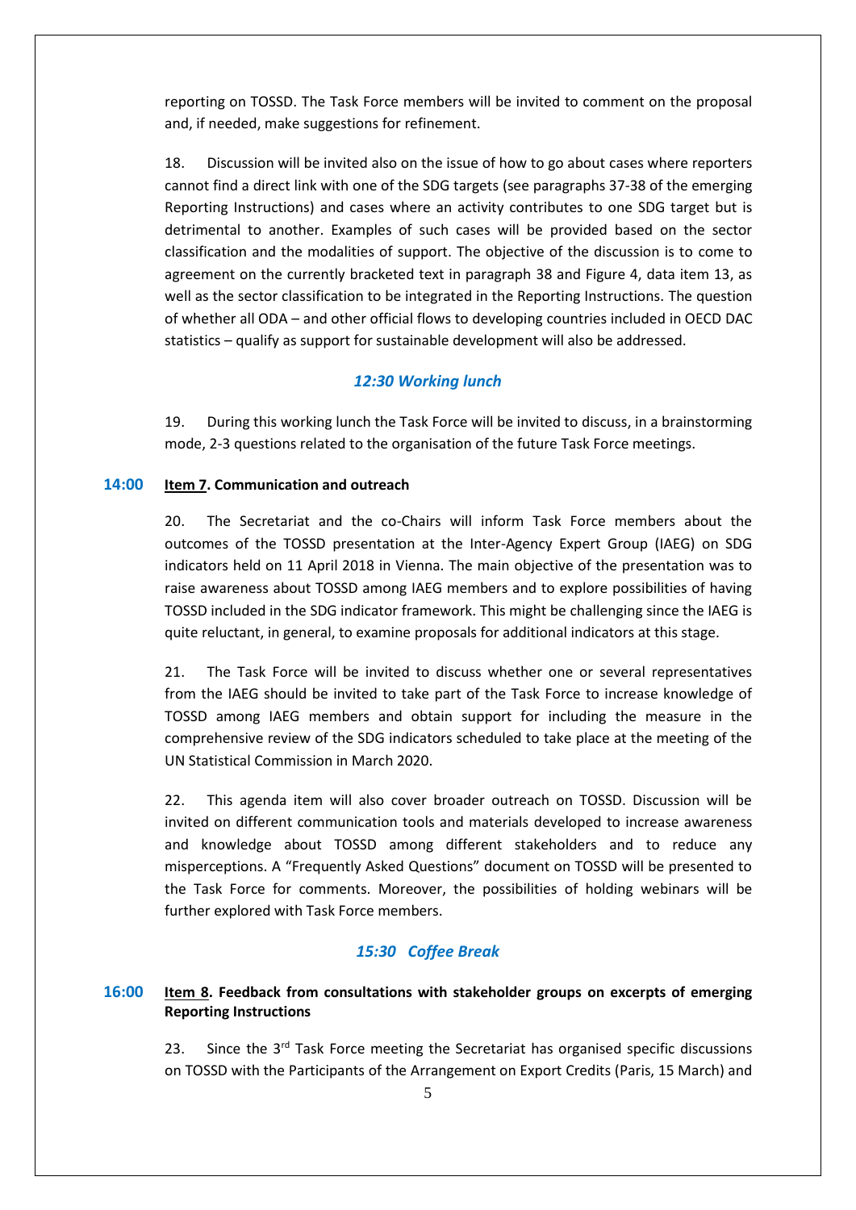reporting on TOSSD. The Task Force members will be invited to comment on the proposal and, if needed, make suggestions for refinement.

18. Discussion will be invited also on the issue of how to go about cases where reporters cannot find a direct link with one of the SDG targets (see paragraphs 37-38 of the emerging Reporting Instructions) and cases where an activity contributes to one SDG target but is detrimental to another. Examples of such cases will be provided based on the sector classification and the modalities of support. The objective of the discussion is to come to agreement on the currently bracketed text in paragraph 38 and Figure 4, data item 13, as well as the sector classification to be integrated in the Reporting Instructions. The question of whether all ODA – and other official flows to developing countries included in OECD DAC statistics – qualify as support for sustainable development will also be addressed.

*12:30 Working lunch*

19. During this working lunch the Task Force will be invited to discuss, in a brainstorming mode, 2-3 questions related to the organisation of the future Task Force meetings.

**14:00** **Item 7. Communication and outreach**

20. The Secretariat and the co-Chairs will inform Task Force members about the outcomes of the TOSSD presentation at the Inter-Agency Expert Group (IAEG) on SDG indicators held on 11 April 2018 in Vienna. The main objective of the presentation was to raise awareness about TOSSD among IAEG members and to explore possibilities of having TOSSD included in the SDG indicator framework. This might be challenging since the IAEG is quite reluctant, in general, to examine proposals for additional indicators at this stage.

21. The Task Force will be invited to discuss whether one or several representatives from the IAEG should be invited to take part of the Task Force to increase knowledge of TOSSD among IAEG members and obtain support for including the measure in the comprehensive review of the SDG indicators scheduled to take place at the meeting of the UN Statistical Commission in March 2020.

22. This agenda item will also cover broader outreach on TOSSD. Discussion will be invited on different communication tools and materials developed to increase awareness and knowledge about TOSSD among different stakeholders and to reduce any misperceptions. A "Frequently Asked Questions" document on TOSSD will be presented to the Task Force for comments. Moreover, the possibilities of holding webinars will be further explored with Task Force members.

*15:30 Coffee Break*

**16:00** **Item 8. Feedback from consultations with stakeholder groups on excerpts of emerging Reporting Instructions**

23. Since the 3rd Task Force meeting the Secretariat has organised specific discussions on TOSSD with the Participants of the Arrangement on Export Credits (Paris, 15 March) and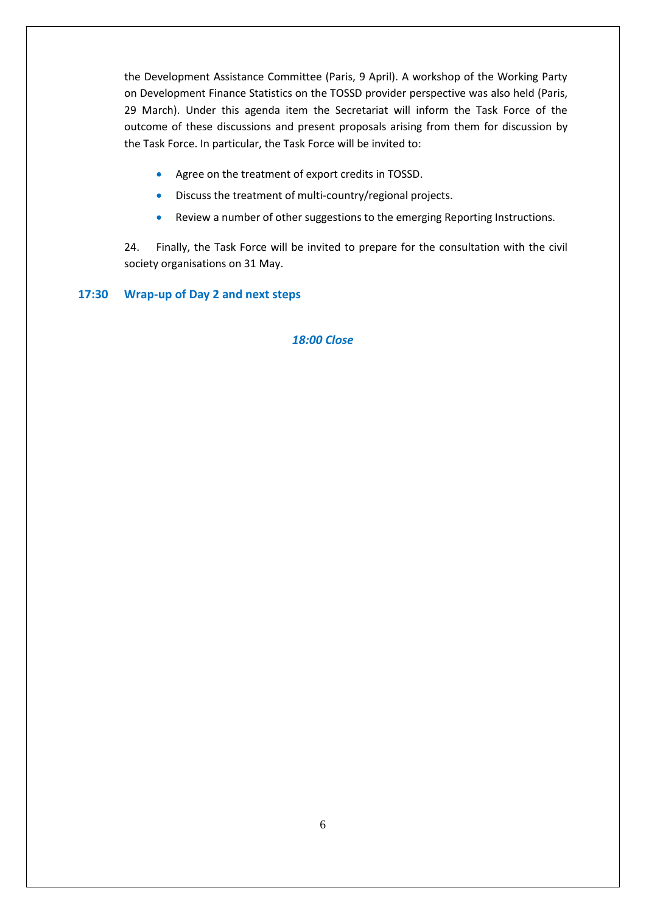the Development Assistance Committee (Paris, 9 April). A workshop of the Working Party on Development Finance Statistics on the TOSSD provider perspective was also held (Paris, 29 March). Under this agenda item the Secretariat will inform the Task Force of the outcome of these discussions and present proposals arising from them for discussion by the Task Force. In particular, the Task Force will be invited to:

- Agree on the treatment of export credits in TOSSD.
- Discuss the treatment of multi-country/regional projects.
- Review a number of other suggestions to the emerging Reporting Instructions.

24. Finally, the Task Force will be invited to prepare for the consultation with the civil society organisations on 31 May.

### 17:30 Wrap-up of Day 2 and next steps

***18:00 Close***